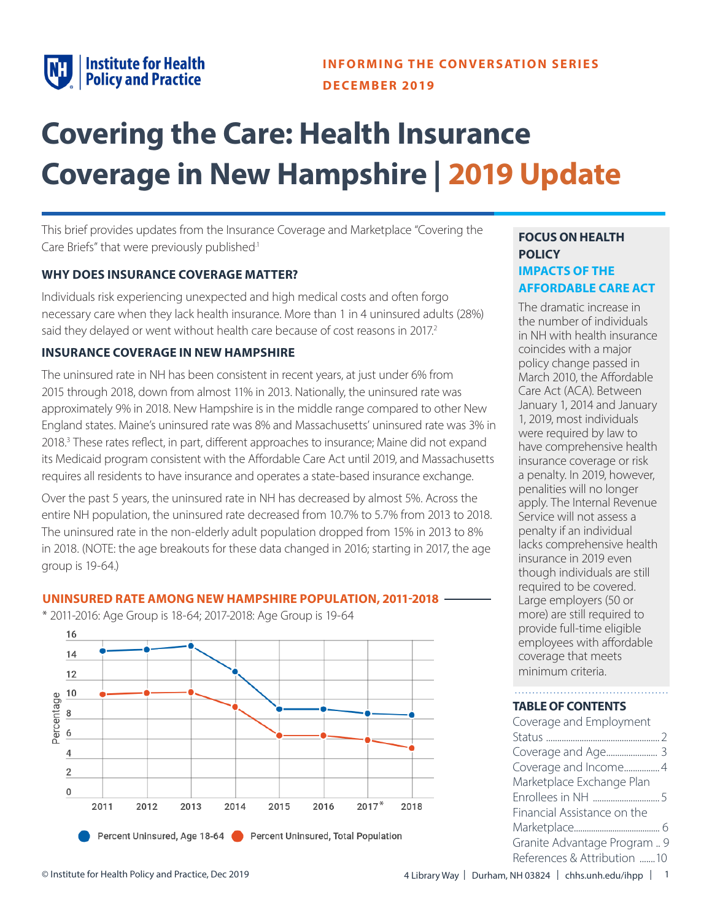INFORMING THE CONVERSATION SERIES
DECEMBER 2019

# Covering the Care: Health Insurance Coverage in New Hampshire | 2019 Update

This brief provides updates from the Insurance Coverage and Marketplace "Covering the Care Briefs" that were previously published[1]

### WHY DOES INSURANCE COVERAGE MATTER?

Individuals risk experiencing unexpected and high medical costs and often forgo necessary care when they lack health insurance. More than 1 in 4 uninsured adults (28%) said they delayed or went without health care because of cost reasons in 2017.[2]

### INSURANCE COVERAGE IN NEW HAMPSHIRE

The uninsured rate in NH has been consistent in recent years, at just under 6% from 2015 through 2018, down from almost 11% in 2013. Nationally, the uninsured rate was approximately 9% in 2018. New Hampshire is in the middle range compared to other New England states. Maine's uninsured rate was 8% and Massachusetts' uninsured rate was 3% in 2018.[3] These rates reflect, in part, different approaches to insurance; Maine did not expand its Medicaid program consistent with the Affordable Care Act until 2019, and Massachusetts requires all residents to have insurance and operates a state-based insurance exchange.

Over the past 5 years, the uninsured rate in NH has decreased by almost 5%. Across the entire NH population, the uninsured rate decreased from 10.7% to 5.7% from 2013 to 2018. The uninsured rate in the non-elderly adult population dropped from 15% in 2013 to 8% in 2018. (NOTE: the age breakouts for these data changed in 2016; starting in 2017, the age group is 19-64.)

**UNINSURED RATE AMONG NEW HAMPSHIRE POPULATION, 2011-2018**

\* 2011-2016: Age Group is 18-64; 2017-2018: Age Group is 19-64

Line chart: Percentage (y-axis, 0–16) by year (2011–2018, 2017*). Series: Percent Uninsured, Age 18-64; Percent Uninsured, Total Population.

### FOCUS ON HEALTH POLICY
### IMPACTS OF THE AFFORDABLE CARE ACT

The dramatic increase in the number of individuals in NH with health insurance coincides with a major policy change passed in March 2010, the Affordable Care Act (ACA). Between January 1, 2014 and January 1, 2019, most individuals were required by law to have comprehensive health insurance coverage or risk a penalty. In 2019, however, penalities will no longer apply. The Internal Revenue Service will not assess a penalty if an individual lacks comprehensive health insurance in 2019 even though individuals are still required to be covered. Large employers (50 or more) are still required to provide full-time eligible employees with affordable coverage that meets minimum criteria.

### TABLE OF CONTENTS

- Coverage and Employment Status ..... 2
- Coverage and Age ..... 3
- Coverage and Income ..... 4
- Marketplace Exchange Plan Enrollees in NH ..... 5
- Financial Assistance on the Marketplace ..... 6
- Granite Advantage Program .. 9
- References & Attribution ..... 10

© Institute for Health Policy and Practice, Dec 2019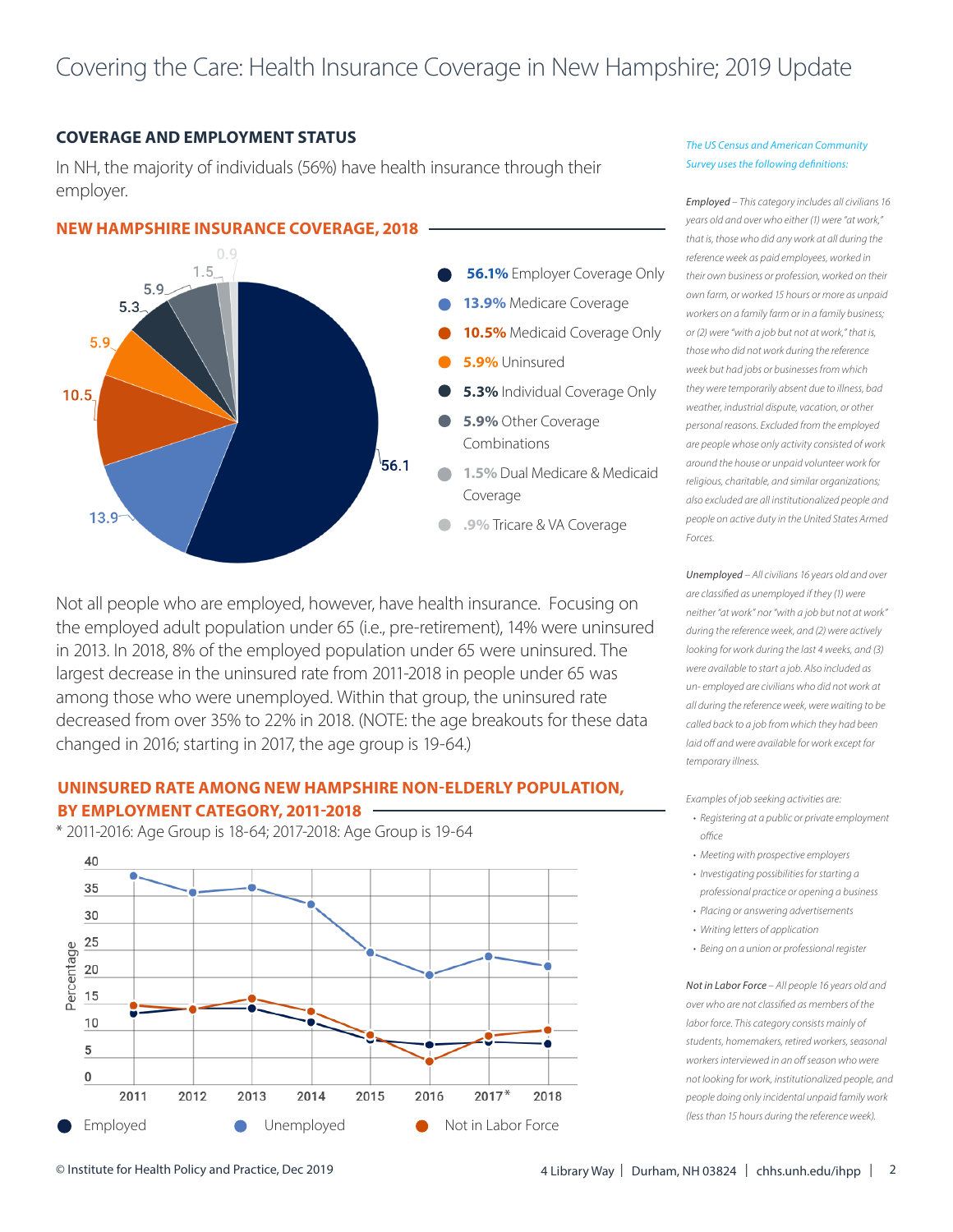## COVERAGE AND EMPLOYMENT STATUS

In NH, the majority of individuals (56%) have health insurance through their employer.

### NEW HAMPSHIRE INSURANCE COVERAGE, 2018

- **56.1%** Employer Coverage Only
- **13.9%** Medicare Coverage
- **10.5%** Medicaid Coverage Only
- **5.9%** Uninsured
- **5.3%** Individual Coverage Only
- **5.9%** Other Coverage Combinations
- **1.5%** Dual Medicare & Medicaid Coverage
- **.9%** Tricare & VA Coverage

Not all people who are employed, however, have health insurance. Focusing on the employed adult population under 65 (i.e., pre-retirement), 14% were uninsured in 2013. In 2018, 8% of the employed population under 65 were uninsured. The largest decrease in the uninsured rate from 2011-2018 in people under 65 was among those who were unemployed. Within that group, the uninsured rate decreased from over 35% to 22% in 2018. (NOTE: the age breakouts for these data changed in 2016; starting in 2017, the age group is 19-64.)

### UNINSURED RATE AMONG NEW HAMPSHIRE NON-ELDERLY POPULATION, BY EMPLOYMENT CATEGORY, 2011-2018

\* 2011-2016: Age Group is 18-64; 2017-2018: Age Group is 19-64

Legend: Employed, Unemployed, Not in Labor Force (y-axis: Percentage; x-axis: 2011, 2012, 2013, 2014, 2015, 2016, 2017\*, 2018)

*The US Census and American Community Survey uses the following definitions:*

***Employed*** *– This category includes all civilians 16 years old and over who either (1) were "at work," that is, those who did any work at all during the reference week as paid employees, worked in their own business or profession, worked on their own farm, or worked 15 hours or more as unpaid workers on a family farm or in a family business; or (2) were "with a job but not at work," that is, those who did not work during the reference week but had jobs or businesses from which they were temporarily absent due to illness, bad weather, industrial dispute, vacation, or other personal reasons. Excluded from the employed are people whose only activity consisted of work around the house or unpaid volunteer work for religious, charitable, and similar organizations; also excluded are all institutionalized people and people on active duty in the United States Armed Forces.*

***Unemployed*** *– All civilians 16 years old and over are classified as unemployed if they (1) were neither "at work" nor "with a job but not at work" during the reference week, and (2) were actively looking for work during the last 4 weeks, and (3) were available to start a job. Also included as un- employed are civilians who did not work at all during the reference week, were waiting to be called back to a job from which they had been laid off and were available for work except for temporary illness.*

*Examples of job seeking activities are:*

- *Registering at a public or private employment office*
- *Meeting with prospective employers*
- *Investigating possibilities for starting a professional practice or opening a business*
- *Placing or answering advertisements*
- *Writing letters of application*
- *Being on a union or professional register*

***Not in Labor Force*** *– All people 16 years old and over who are not classified as members of the labor force. This category consists mainly of students, homemakers, retired workers, seasonal workers interviewed in an off season who were not looking for work, institutionalized people, and people doing only incidental unpaid family work (less than 15 hours during the reference week).*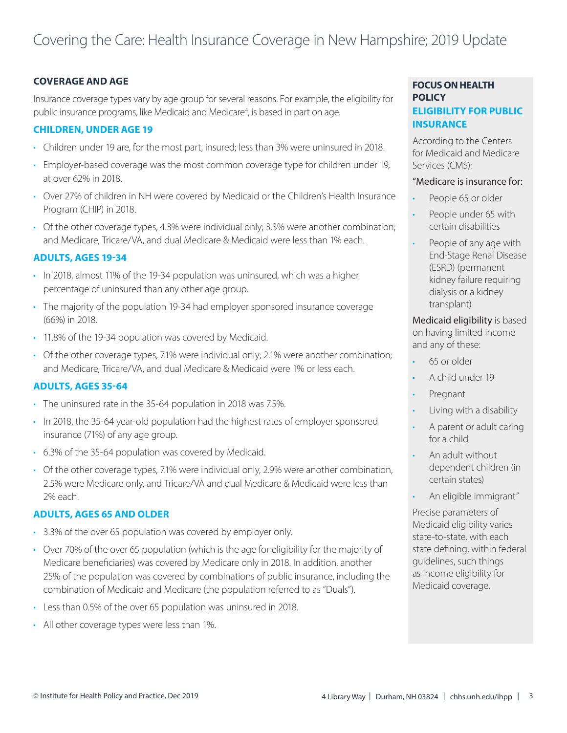## COVERAGE AND AGE

Insurance coverage types vary by age group for several reasons. For example, the eligibility for public insurance programs, like Medicaid and Medicare[4], is based in part on age.

### CHILDREN, UNDER AGE 19

- Children under 19 are, for the most part, insured; less than 3% were uninsured in 2018.
- Employer-based coverage was the most common coverage type for children under 19, at over 62% in 2018.
- Over 27% of children in NH were covered by Medicaid or the Children's Health Insurance Program (CHIP) in 2018.
- Of the other coverage types, 4.3% were individual only; 3.3% were another combination; and Medicare, Tricare/VA, and dual Medicare & Medicaid were less than 1% each.

### ADULTS, AGES 19-34

- In 2018, almost 11% of the 19-34 population was uninsured, which was a higher percentage of uninsured than any other age group.
- The majority of the population 19-34 had employer sponsored insurance coverage (66%) in 2018.
- 11.8% of the 19-34 population was covered by Medicaid.
- Of the other coverage types, 7.1% were individual only; 2.1% were another combination; and Medicare, Tricare/VA, and dual Medicare & Medicaid were 1% or less each.

### ADULTS, AGES 35-64

- The uninsured rate in the 35-64 population in 2018 was 7.5%.
- In 2018, the 35-64 year-old population had the highest rates of employer sponsored insurance (71%) of any age group.
- 6.3% of the 35-64 population was covered by Medicaid.
- Of the other coverage types, 7.1% were individual only, 2.9% were another combination, 2.5% were Medicare only, and Tricare/VA and dual Medicare & Medicaid were less than 2% each.

### ADULTS, AGES 65 AND OLDER

- 3.3% of the over 65 population was covered by employer only.
- Over 70% of the over 65 population (which is the age for eligibility for the majority of Medicare beneficiaries) was covered by Medicare only in 2018. In addition, another 25% of the population was covered by combinations of public insurance, including the combination of Medicaid and Medicare (the population referred to as "Duals").
- Less than 0.5% of the over 65 population was uninsured in 2018.
- All other coverage types were less than 1%.

## FOCUS ON HEALTH POLICY

### ELIGIBILITY FOR PUBLIC INSURANCE

According to the Centers for Medicaid and Medicare Services (CMS):

"Medicare is insurance for:

- People 65 or older
- People under 65 with certain disabilities
- People of any age with End-Stage Renal Disease (ESRD) (permanent kidney failure requiring dialysis or a kidney transplant)

Medicaid eligibility is based on having limited income and any of these:

- 65 or older
- A child under 19
- Pregnant
- Living with a disability
- A parent or adult caring for a child
- An adult without dependent children (in certain states)
- An eligible immigrant"

Precise parameters of Medicaid eligibility varies state-to-state, with each state defining, within federal guidelines, such things as income eligibility for Medicaid coverage.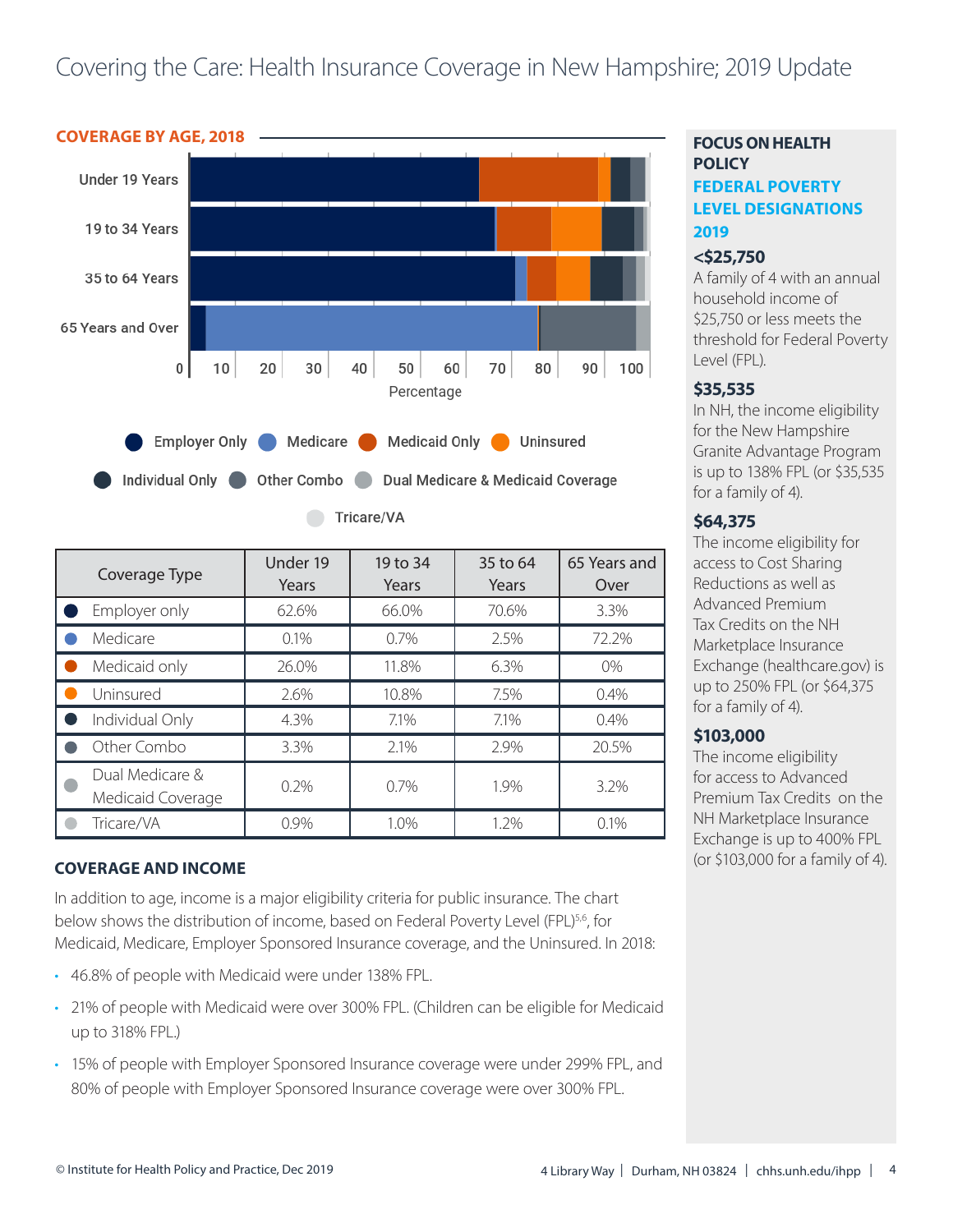## COVERAGE BY AGE, 2018

| Coverage Type | Under 19 Years | 19 to 34 Years | 35 to 64 Years | 65 Years and Over |
|---|---|---|---|---|
| Employer only | 62.6% | 66.0% | 70.6% | 3.3% |
| Medicare | 0.1% | 0.7% | 2.5% | 72.2% |
| Medicaid only | 26.0% | 11.8% | 6.3% | 0% |
| Uninsured | 2.6% | 10.8% | 7.5% | 0.4% |
| Individual Only | 4.3% | 7.1% | 7.1% | 0.4% |
| Other Combo | 3.3% | 2.1% | 2.9% | 20.5% |
| Dual Medicare & Medicaid Coverage | 0.2% | 0.7% | 1.9% | 3.2% |
| Tricare/VA | 0.9% | 1.0% | 1.2% | 0.1% |

## COVERAGE AND INCOME

In addition to age, income is a major eligibility criteria for public insurance. The chart below shows the distribution of income, based on Federal Poverty Level (FPL)[5,6], for Medicaid, Medicare, Employer Sponsored Insurance coverage, and the Uninsured. In 2018:

- 46.8% of people with Medicaid were under 138% FPL.
- 21% of people with Medicaid were over 300% FPL. (Children can be eligible for Medicaid up to 318% FPL.)
- 15% of people with Employer Sponsored Insurance coverage were under 299% FPL, and 80% of people with Employer Sponsored Insurance coverage were over 300% FPL.

### FOCUS ON HEALTH POLICY

**FEDERAL POVERTY LEVEL DESIGNATIONS 2019**

**<$25,750**
A family of 4 with an annual household income of $25,750 or less meets the threshold for Federal Poverty Level (FPL).

**$35,535**
In NH, the income eligibility for the New Hampshire Granite Advantage Program is up to 138% FPL (or $35,535 for a family of 4).

**$64,375**
The income eligibility for access to Cost Sharing Reductions as well as Advanced Premium Tax Credits on the NH Marketplace Insurance Exchange (healthcare.gov) is up to 250% FPL (or $64,375 for a family of 4).

**$103,000**
The income eligibility for access to Advanced Premium Tax Credits on the NH Marketplace Insurance Exchange is up to 400% FPL (or $103,000 for a family of 4).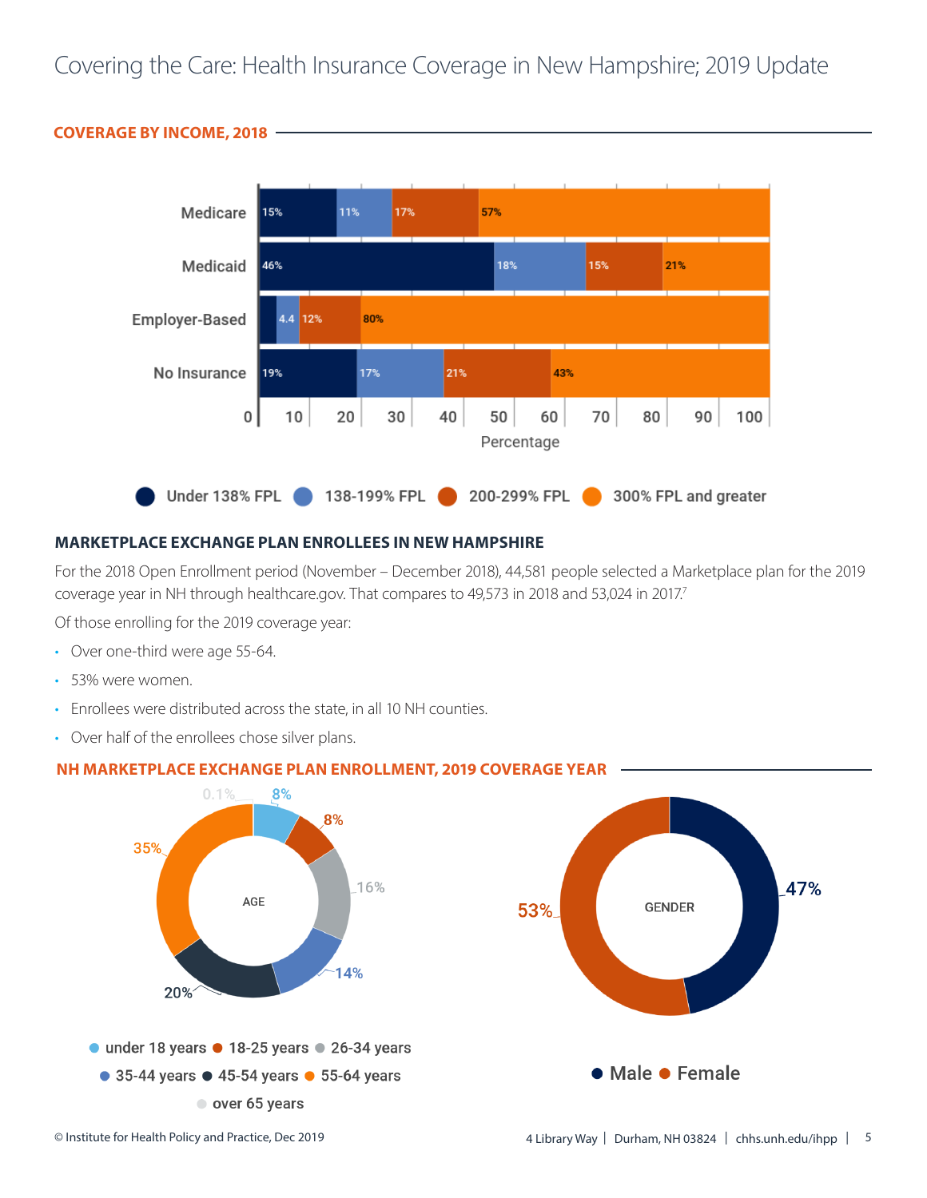## COVERAGE BY INCOME, 2018

| | Under 138% FPL | 138-199% FPL | 200-299% FPL | 300% FPL and greater |
|---|---|---|---|---|
| Medicare | 15% | 11% | 17% | 57% |
| Medicaid | 46% | 18% | 15% | 21% |
| Employer-Based | | 4.4 | 12% | 80% |
| No Insurance | 19% | 17% | 21% | 43% |

## MARKETPLACE EXCHANGE PLAN ENROLLEES IN NEW HAMPSHIRE

For the 2018 Open Enrollment period (November – December 2018), 44,581 people selected a Marketplace plan for the 2019 coverage year in NH through healthcare.gov. That compares to 49,573 in 2018 and 53,024 in 2017.[7]

Of those enrolling for the 2019 coverage year:

- Over one-third were age 55-64.
- 53% were women.
- Enrollees were distributed across the state, in all 10 NH counties.
- Over half of the enrollees chose silver plans.

## NH MARKETPLACE EXCHANGE PLAN ENROLLMENT, 2019 COVERAGE YEAR

**AGE**

| Age group | Percent |
|---|---|
| under 18 years | 8% |
| 18-25 years | 8% |
| 26-34 years | 16% |
| 35-44 years | 14% |
| 45-54 years | 20% |
| 55-64 years | 35% |
| over 65 years | 0.1% |

**GENDER**

| Gender | Percent |
|---|---|
| Male | 47% |
| Female | 53% |

© Institute for Health Policy and Practice, Dec 2019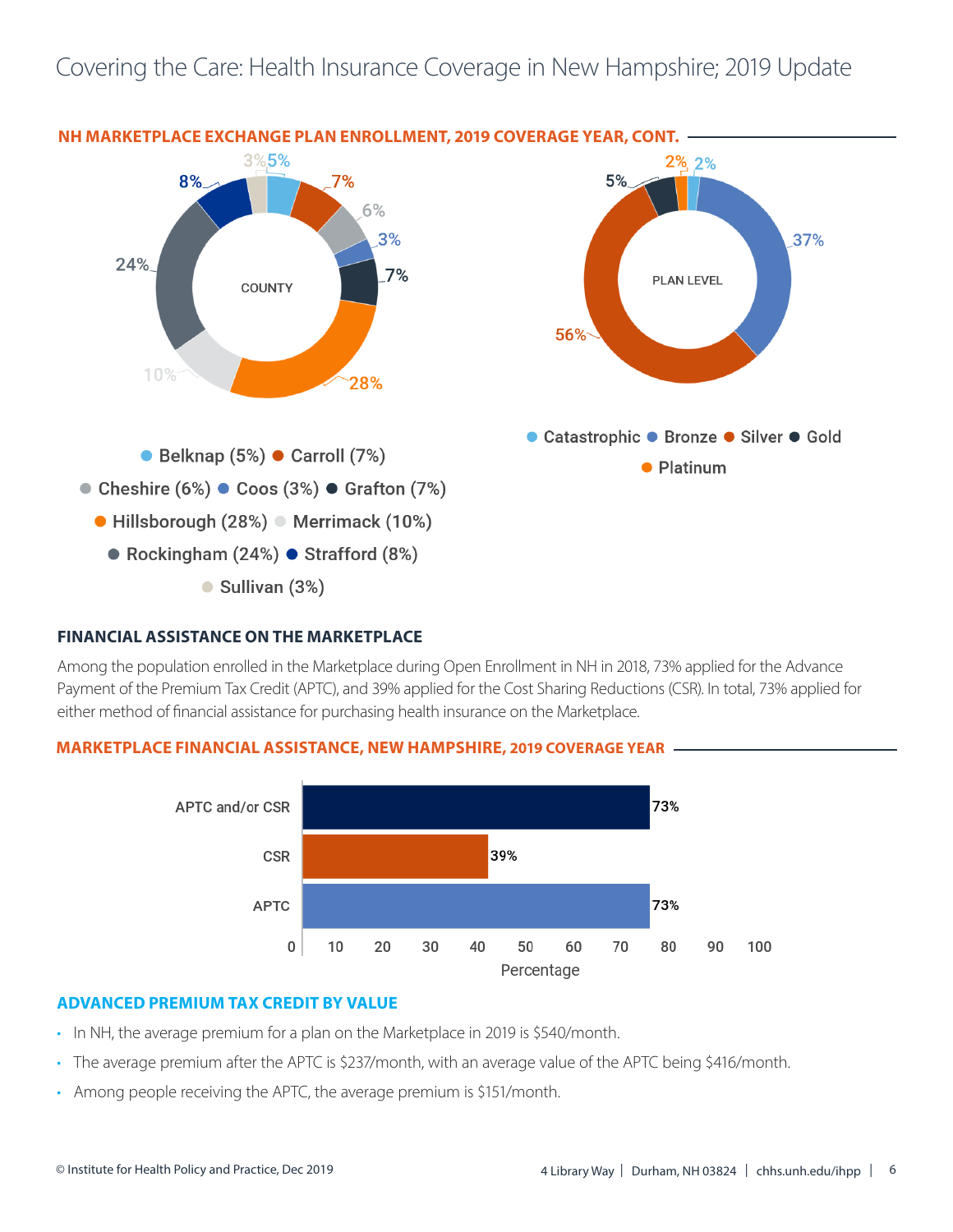## NH MARKETPLACE EXCHANGE PLAN ENROLLMENT, 2019 COVERAGE YEAR, CONT.

**COUNTY**

- Belknap (5%)
- Carroll (7%)
- Cheshire (6%)
- Coos (3%)
- Grafton (7%)
- Hillsborough (28%)
- Merrimack (10%)
- Rockingham (24%)
- Strafford (8%)
- Sullivan (3%)

**PLAN LEVEL**

- Catastrophic (2%)
- Bronze (37%)
- Silver (56%)
- Gold (5%)
- Platinum (2%)

## FINANCIAL ASSISTANCE ON THE MARKETPLACE

Among the population enrolled in the Marketplace during Open Enrollment in NH in 2018, 73% applied for the Advance Payment of the Premium Tax Credit (APTC), and 39% applied for the Cost Sharing Reductions (CSR). In total, 73% applied for either method of financial assistance for purchasing health insurance on the Marketplace.

## MARKETPLACE FINANCIAL ASSISTANCE, NEW HAMPSHIRE, 2019 COVERAGE YEAR

| Assistance | Percentage |
|---|---|
| APTC and/or CSR | 73% |
| CSR | 39% |
| APTC | 73% |

## ADVANCED PREMIUM TAX CREDIT BY VALUE

- In NH, the average premium for a plan on the Marketplace in 2019 is $540/month.
- The average premium after the APTC is $237/month, with an average value of the APTC being $416/month.
- Among people receiving the APTC, the average premium is $151/month.

© Institute for Health Policy and Practice, Dec 2019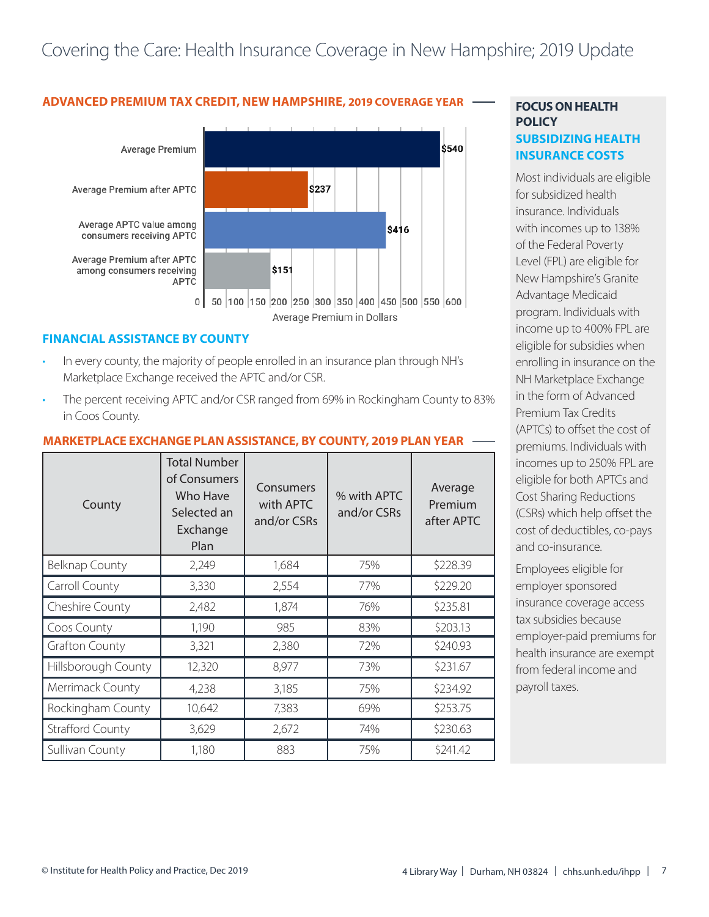## ADVANCED PREMIUM TAX CREDIT, NEW HAMPSHIRE, 2019 COVERAGE YEAR

| | Average Premium in Dollars |
|---|---|
| Average Premium | $540 |
| Average Premium after APTC | $237 |
| Average APTC value among consumers receiving APTC | $416 |
| Average Premium after APTC among consumers receiving APTC | $151 |

## FINANCIAL ASSISTANCE BY COUNTY

- In every county, the majority of people enrolled in an insurance plan through NH's Marketplace Exchange received the APTC and/or CSR.
- The percent receiving APTC and/or CSR ranged from 69% in Rockingham County to 83% in Coos County.

## MARKETPLACE EXCHANGE PLAN ASSISTANCE, BY COUNTY, 2019 PLAN YEAR

| County | Total Number of Consumers Who Have Selected an Exchange Plan | Consumers with APTC and/or CSRs | % with APTC and/or CSRs | Average Premium after APTC |
|---|---|---|---|---|
| Belknap County | 2,249 | 1,684 | 75% | $228.39 |
| Carroll County | 3,330 | 2,554 | 77% | $229.20 |
| Cheshire County | 2,482 | 1,874 | 76% | $235.81 |
| Coos County | 1,190 | 985 | 83% | $203.13 |
| Grafton County | 3,321 | 2,380 | 72% | $240.93 |
| Hillsborough County | 12,320 | 8,977 | 73% | $231.67 |
| Merrimack County | 4,238 | 3,185 | 75% | $234.92 |
| Rockingham County | 10,642 | 7,383 | 69% | $253.75 |
| Strafford County | 3,629 | 2,672 | 74% | $230.63 |
| Sullivan County | 1,180 | 883 | 75% | $241.42 |

### FOCUS ON HEALTH POLICY

### SUBSIDIZING HEALTH INSURANCE COSTS

Most individuals are eligible for subsidized health insurance. Individuals with incomes up to 138% of the Federal Poverty Level (FPL) are eligible for New Hampshire's Granite Advantage Medicaid program. Individuals with income up to 400% FPL are eligible for subsidies when enrolling in insurance on the NH Marketplace Exchange in the form of Advanced Premium Tax Credits (APTCs) to offset the cost of premiums. Individuals with incomes up to 250% FPL are eligible for both APTCs and Cost Sharing Reductions (CSRs) which help offset the cost of deductibles, co-pays and co-insurance.

Employees eligible for employer sponsored insurance coverage access tax subsidies because employer-paid premiums for health insurance are exempt from federal income and payroll taxes.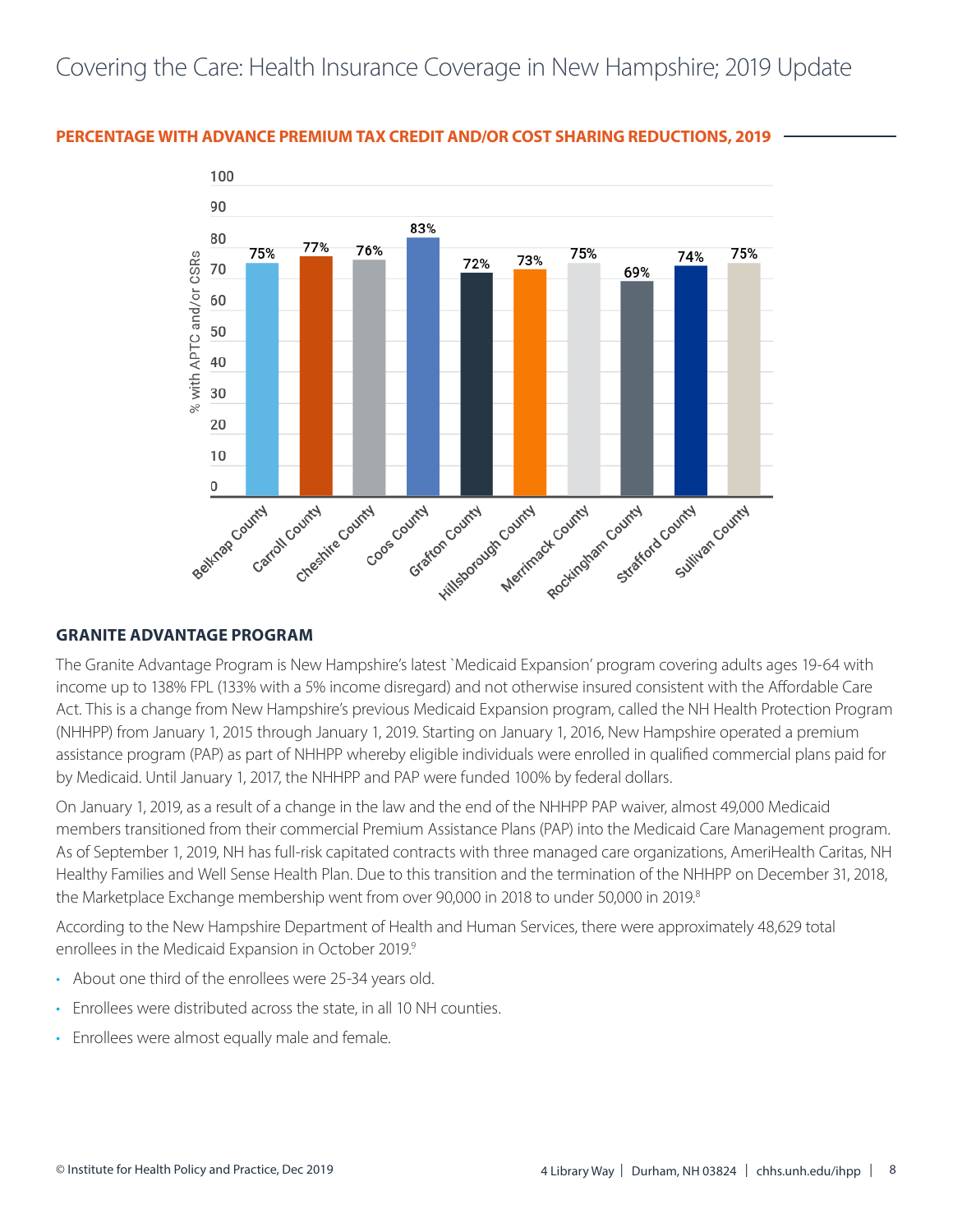## PERCENTAGE WITH ADVANCE PREMIUM TAX CREDIT AND/OR COST SHARING REDUCTIONS, 2019

| County | % with APTC and/or CSRs |
| --- | --- |
| Belknap County | 75% |
| Carroll County | 77% |
| Cheshire County | 76% |
| Coos County | 83% |
| Grafton County | 72% |
| Hillsborough County | 73% |
| Merrimack County | 75% |
| Rockingham County | 69% |
| Strafford County | 74% |
| Sullivan County | 75% |

### GRANITE ADVANTAGE PROGRAM

The Granite Advantage Program is New Hampshire's latest `Medicaid Expansion' program covering adults ages 19-64 with income up to 138% FPL (133% with a 5% income disregard) and not otherwise insured consistent with the Affordable Care Act. This is a change from New Hampshire's previous Medicaid Expansion program, called the NH Health Protection Program (NHHPP) from January 1, 2015 through January 1, 2019. Starting on January 1, 2016, New Hampshire operated a premium assistance program (PAP) as part of NHHPP whereby eligible individuals were enrolled in qualified commercial plans paid for by Medicaid. Until January 1, 2017, the NHHPP and PAP were funded 100% by federal dollars.

On January 1, 2019, as a result of a change in the law and the end of the NHHPP PAP waiver, almost 49,000 Medicaid members transitioned from their commercial Premium Assistance Plans (PAP) into the Medicaid Care Management program. As of September 1, 2019, NH has full-risk capitated contracts with three managed care organizations, AmeriHealth Caritas, NH Healthy Families and Well Sense Health Plan. Due to this transition and the termination of the NHHPP on December 31, 2018, the Marketplace Exchange membership went from over 90,000 in 2018 to under 50,000 in 2019.[8]

According to the New Hampshire Department of Health and Human Services, there were approximately 48,629 total enrollees in the Medicaid Expansion in October 2019.[9]

- About one third of the enrollees were 25-34 years old.
- Enrollees were distributed across the state, in all 10 NH counties.
- Enrollees were almost equally male and female.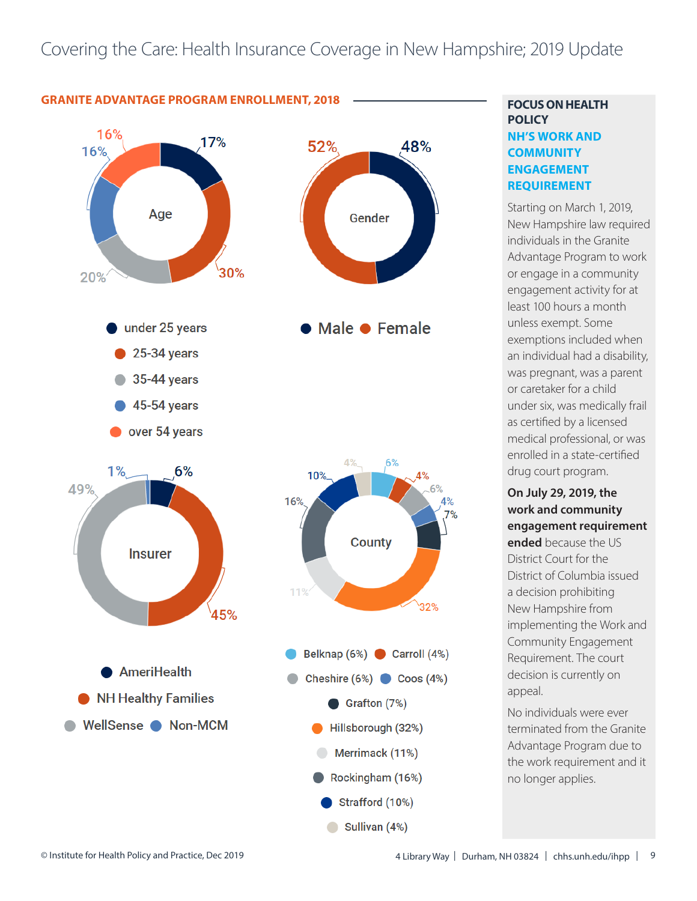## GRANITE ADVANTAGE PROGRAM ENROLLMENT, 2018

**Age**

| Age group | Percent |
|---|---|
| under 25 years | 17% |
| 25-34 years | 30% |
| 35-44 years | 20% |
| 45-54 years | 16% |
| over 54 years | 16% |

**Gender**

| Gender | Percent |
|---|---|
| Male | 48% |
| Female | 52% |

**Insurer**

| Insurer | Percent |
|---|---|
| AmeriHealth | 6% |
| NH Healthy Families | 45% |
| WellSense | 49% |
| Non-MCM | 1% |

**County**

- Belknap (6%)
- Carroll (4%)
- Cheshire (6%)
- Coos (4%)
- Grafton (7%)
- Hillsborough (32%)
- Merrimack (11%)
- Rockingham (16%)
- Strafford (10%)
- Sullivan (4%)

---

### FOCUS ON HEALTH POLICY

### NH'S WORK AND COMMUNITY ENGAGEMENT REQUIREMENT

Starting on March 1, 2019, New Hampshire law required individuals in the Granite Advantage Program to work or engage in a community engagement activity for at least 100 hours a month unless exempt. Some exemptions included when an individual had a disability, was pregnant, was a parent or caretaker for a child under six, was medically frail as certified by a licensed medical professional, or was enrolled in a state-certified drug court program.

**On July 29, 2019, the work and community engagement requirement ended** because the US District Court for the District of Columbia issued a decision prohibiting New Hampshire from implementing the Work and Community Engagement Requirement. The court decision is currently on appeal.

No individuals were ever terminated from the Granite Advantage Program due to the work requirement and it no longer applies.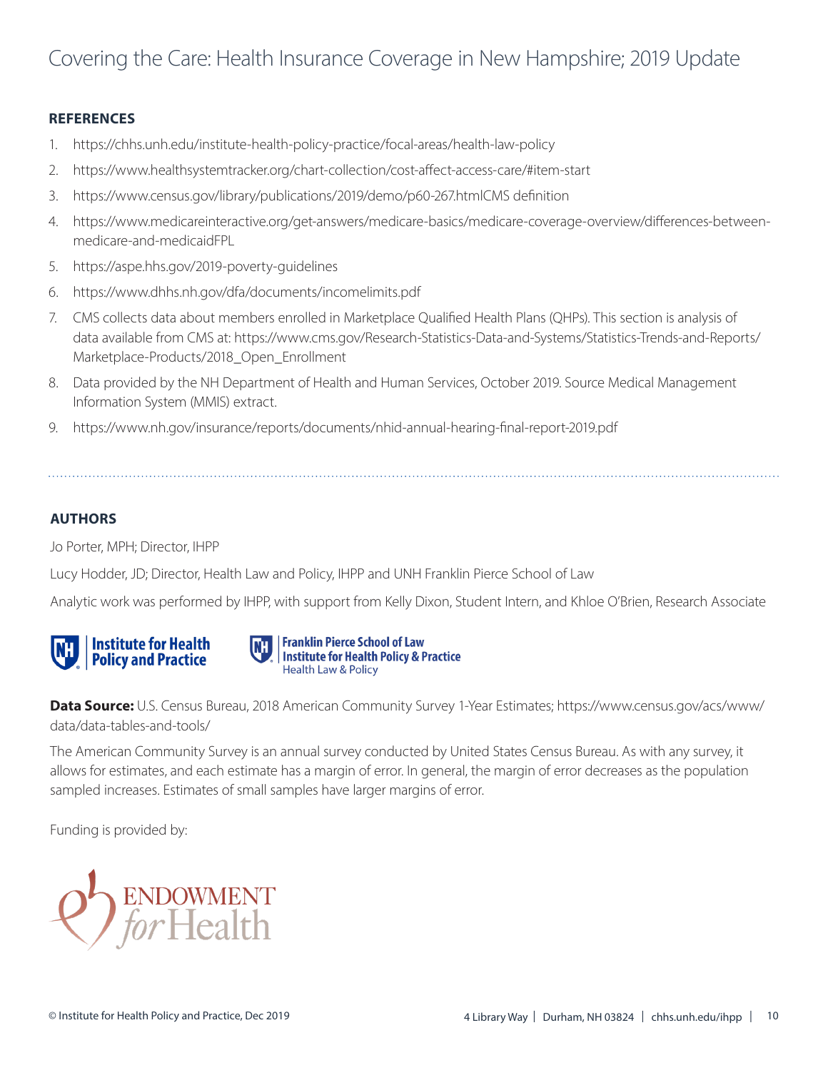## REFERENCES

1. https://chhs.unh.edu/institute-health-policy-practice/focal-areas/health-law-policy
2. https://www.healthsystemtracker.org/chart-collection/cost-affect-access-care/#item-start
3. https://www.census.gov/library/publications/2019/demo/p60-267.htmlCMS definition
4. https://www.medicareinteractive.org/get-answers/medicare-basics/medicare-coverage-overview/differences-between-medicare-and-medicaidFPL
5. https://aspe.hhs.gov/2019-poverty-guidelines
6. https://www.dhhs.nh.gov/dfa/documents/incomelimits.pdf
7. CMS collects data about members enrolled in Marketplace Qualified Health Plans (QHPs). This section is analysis of data available from CMS at: https://www.cms.gov/Research-Statistics-Data-and-Systems/Statistics-Trends-and-Reports/Marketplace-Products/2018_Open_Enrollment
8. Data provided by the NH Department of Health and Human Services, October 2019. Source Medical Management Information System (MMIS) extract.
9. https://www.nh.gov/insurance/reports/documents/nhid-annual-hearing-final-report-2019.pdf

## AUTHORS

Jo Porter, MPH; Director, IHPP

Lucy Hodder, JD; Director, Health Law and Policy, IHPP and UNH Franklin Pierce School of Law

Analytic work was performed by IHPP, with support from Kelly Dixon, Student Intern, and Khloe O'Brien, Research Associate

Institute for Health Policy and Practice

Franklin Pierce School of Law
Institute for Health Policy & Practice
Health Law & Policy

**Data Source:** U.S. Census Bureau, 2018 American Community Survey 1-Year Estimates; https://www.census.gov/acs/www/data/data-tables-and-tools/

The American Community Survey is an annual survey conducted by United States Census Bureau. As with any survey, it allows for estimates, and each estimate has a margin of error. In general, the margin of error decreases as the population sampled increases. Estimates of small samples have larger margins of error.

Funding is provided by:

ENDOWMENT for Health

© Institute for Health Policy and Practice, Dec 2019

4 Library Way | Durham, NH 03824 | chhs.unh.edu/ihpp